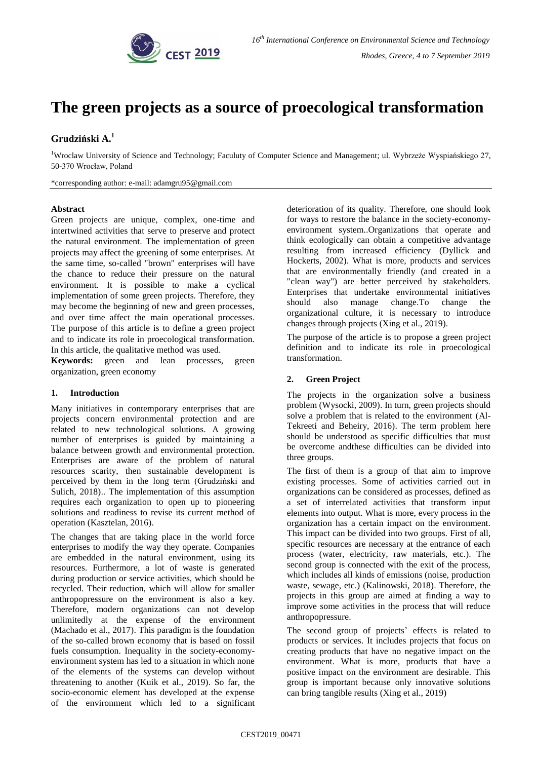# The green projects as a source of proecological transformation

**Grudziński A.**[1]

[1]Wroclaw University of Science and Technology; Faculuty of Computer Science and Management; ul. Wybrzeże Wyspiańskiego 27, 50-370 Wrocław, Poland

*corresponding author: e-mail: adamgru95@gmail.com

## Abstract

Green projects are unique, complex, one-time and intertwined activities that serve to preserve and protect the natural environment. The implementation of green projects may affect the greening of some enterprises. At the same time, so-called "brown" enterprises will have the chance to reduce their pressure on the natural environment. It is possible to make a cyclical implementation of some green projects. Therefore, they may become the beginning of new and green processes, and over time affect the main operational processes. The purpose of this article is to define a green project and to indicate its role in proecological transformation. In this article, the qualitative method was used.

**Keywords:** green and lean processes, green organization, green economy

## 1. Introduction

Many initiatives in contemporary enterprises that are projects concern environmental protection and are related to new technological solutions. A growing number of enterprises is guided by maintaining a balance between growth and environmental protection. Enterprises are aware of the problem of natural resources scarity, then sustainable development is perceived by them in the long term (Grudziński and Sulich, 2018).. The implementation of this assumption requires each organization to open up to pioneering solutions and readiness to revise its current method of operation (Kasztelan, 2016).

The changes that are taking place in the world force enterprises to modify the way they operate. Companies are embedded in the natural environment, using its resources. Furthermore, a lot of waste is generated during production or service activities, which should be recycled. Their reduction, which will allow for smaller anthropopressure on the environment is also a key. Therefore, modern organizations can not develop unlimitedly at the expense of the environment (Machado et al., 2017). This paradigm is the foundation of the so-called brown economy that is based on fossil fuels consumption. Inequality in the society-economy-environment system has led to a situation in which none of the elements of the systems can develop without threatening to another (Kuik et al., 2019). So far, the socio-economic element has developed at the expense of the environment which led to a significant deterioration of its quality. Therefore, one should look for ways to restore the balance in the society-economy-environment system..Organizations that operate and think ecologically can obtain a competitive advantage resulting from increased efficiency (Dyllick and Hockerts, 2002). What is more, products and services that are environmentally friendly (and created in a "clean way") are better perceived by stakeholders. Enterprises that undertake environmental initiatives should also manage change.To change the organizational culture, it is necessary to introduce changes through projects (Xing et al., 2019).

The purpose of the article is to propose a green project definition and to indicate its role in proecological transformation.

## 2. Green Project

The projects in the organization solve a business problem (Wysocki, 2009). In turn, green projects should solve a problem that is related to the environment (Al-Tekreeti and Beheiry, 2016). The term problem here should be understood as specific difficulties that must be overcome andthese difficulties can be divided into three groups.

The first of them is a group of that aim to improve existing processes. Some of activities carried out in organizations can be considered as processes, defined as a set of interrelated activities that transform input elements into output. What is more, every process in the organization has a certain impact on the environment. This impact can be divided into two groups. First of all, specific resources are necessary at the entrance of each process (water, electricity, raw materials, etc.). The second group is connected with the exit of the process, which includes all kinds of emissions (noise, production waste, sewage, etc.) (Kalinowski, 2018). Therefore, the projects in this group are aimed at finding a way to improve some activities in the process that will reduce anthropopressure.

The second group of projects' effects is related to products or services. It includes projects that focus on creating products that have no negative impact on the environment. What is more, products that have a positive impact on the environment are desirable. This group is important because only innovative solutions can bring tangible results (Xing et al., 2019)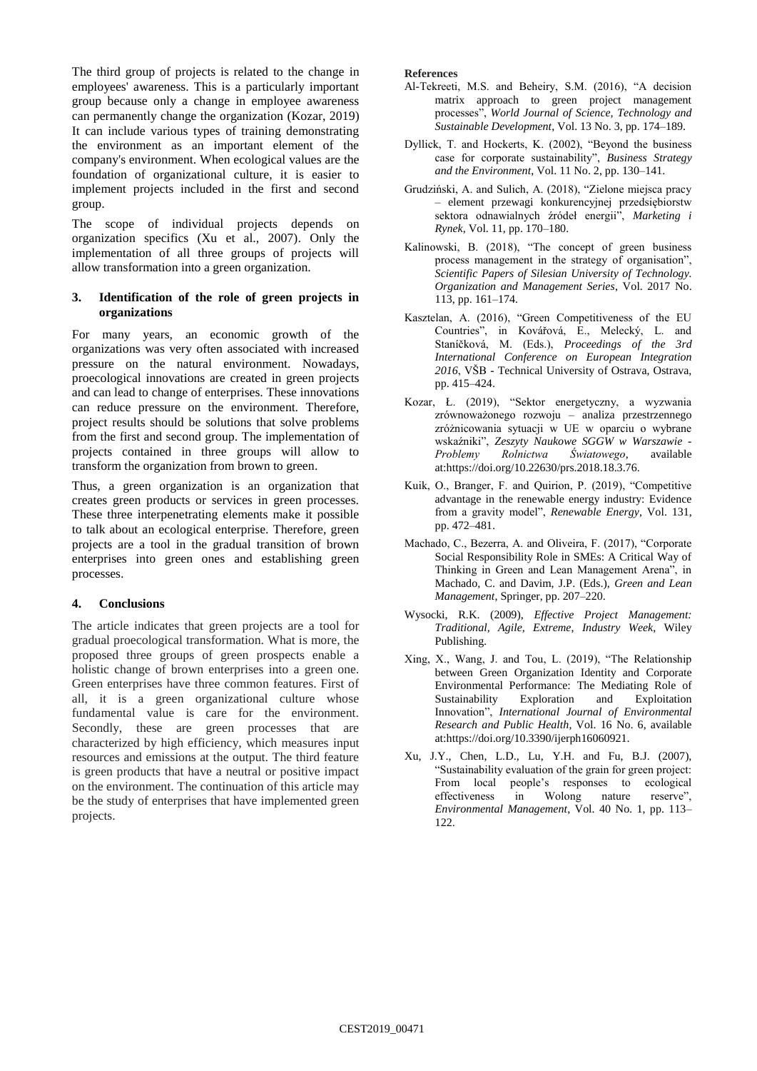The third group of projects is related to the change in employees' awareness. This is a particularly important group because only a change in employee awareness can permanently change the organization (Kozar, 2019) It can include various types of training demonstrating the environment as an important element of the company's environment. When ecological values are the foundation of organizational culture, it is easier to implement projects included in the first and second group.

The scope of individual projects depends on organization specifics (Xu et al., 2007). Only the implementation of all three groups of projects will allow transformation into a green organization.

## 3. Identification of the role of green projects in organizations

For many years, an economic growth of the organizations was very often associated with increased pressure on the natural environment. Nowadays, proecological innovations are created in green projects and can lead to change of enterprises. These innovations can reduce pressure on the environment. Therefore, project results should be solutions that solve problems from the first and second group. The implementation of projects contained in three groups will allow to transform the organization from brown to green.

Thus, a green organization is an organization that creates green products or services in green processes. These three interpenetrating elements make it possible to talk about an ecological enterprise. Therefore, green projects are a tool in the gradual transition of brown enterprises into green ones and establishing green processes.

## 4. Conclusions

The article indicates that green projects are a tool for gradual proecological transformation. What is more, the proposed three groups of green prospects enable a holistic change of brown enterprises into a green one. Green enterprises have three common features. First of all, it is a green organizational culture whose fundamental value is care for the environment. Secondly, these are green processes that are characterized by high efficiency, which measures input resources and emissions at the output. The third feature is green products that have a neutral or positive impact on the environment. The continuation of this article may be the study of enterprises that have implemented green projects.

**References**

Al-Tekreeti, M.S. and Beheiry, S.M. (2016), "A decision matrix approach to green project management processes", *World Journal of Science, Technology and Sustainable Development*, Vol. 13 No. 3, pp. 174–189.

Dyllick, T. and Hockerts, K. (2002), "Beyond the business case for corporate sustainability", *Business Strategy and the Environment*, Vol. 11 No. 2, pp. 130–141.

Grudziński, A. and Sulich, A. (2018), "Zielone miejsca pracy – element przewagi konkurencyjnej przedsiębiorstw sektora odnawialnych źródeł energii", *Marketing i Rynek*, Vol. 11, pp. 170–180.

Kalinowski, B. (2018), "The concept of green business process management in the strategy of organisation", *Scientific Papers of Silesian University of Technology. Organization and Management Series*, Vol. 2017 No. 113, pp. 161–174.

Kasztelan, A. (2016), "Green Competitiveness of the EU Countries", in Kovářová, E., Melecký, L. and Staníčková, M. (Eds.), *Proceedings of the 3rd International Conference on European Integration 2016*, VŠB - Technical University of Ostrava, Ostrava, pp. 415–424.

Kozar, Ł. (2019), "Sektor energetyczny, a wyzwania zrównoważonego rozwoju – analiza przestrzennego zróżnicowania sytuacji w UE w oparciu o wybrane wskaźniki", *Zeszyty Naukowe SGGW w Warszawie - Problemy Rolnictwa Światowego*, available at:https://doi.org/10.22630/prs.2018.18.3.76.

Kuik, O., Branger, F. and Quirion, P. (2019), "Competitive advantage in the renewable energy industry: Evidence from a gravity model", *Renewable Energy*, Vol. 131, pp. 472–481.

Machado, C., Bezerra, A. and Oliveira, F. (2017), "Corporate Social Responsibility Role in SMEs: A Critical Way of Thinking in Green and Lean Management Arena", in Machado, C. and Davim, J.P. (Eds.), *Green and Lean Management*, Springer, pp. 207–220.

Wysocki, R.K. (2009), *Effective Project Management: Traditional, Agile, Extreme, Industry Week*, Wiley Publishing.

Xing, X., Wang, J. and Tou, L. (2019), "The Relationship between Green Organization Identity and Corporate Environmental Performance: The Mediating Role of Sustainability Exploration and Exploitation Innovation", *International Journal of Environmental Research and Public Health*, Vol. 16 No. 6, available at:https://doi.org/10.3390/ijerph16060921.

Xu, J.Y., Chen, L.D., Lu, Y.H. and Fu, B.J. (2007), "Sustainability evaluation of the grain for green project: From local people's responses to ecological effectiveness in Wolong nature reserve", *Environmental Management*, Vol. 40 No. 1, pp. 113–122.